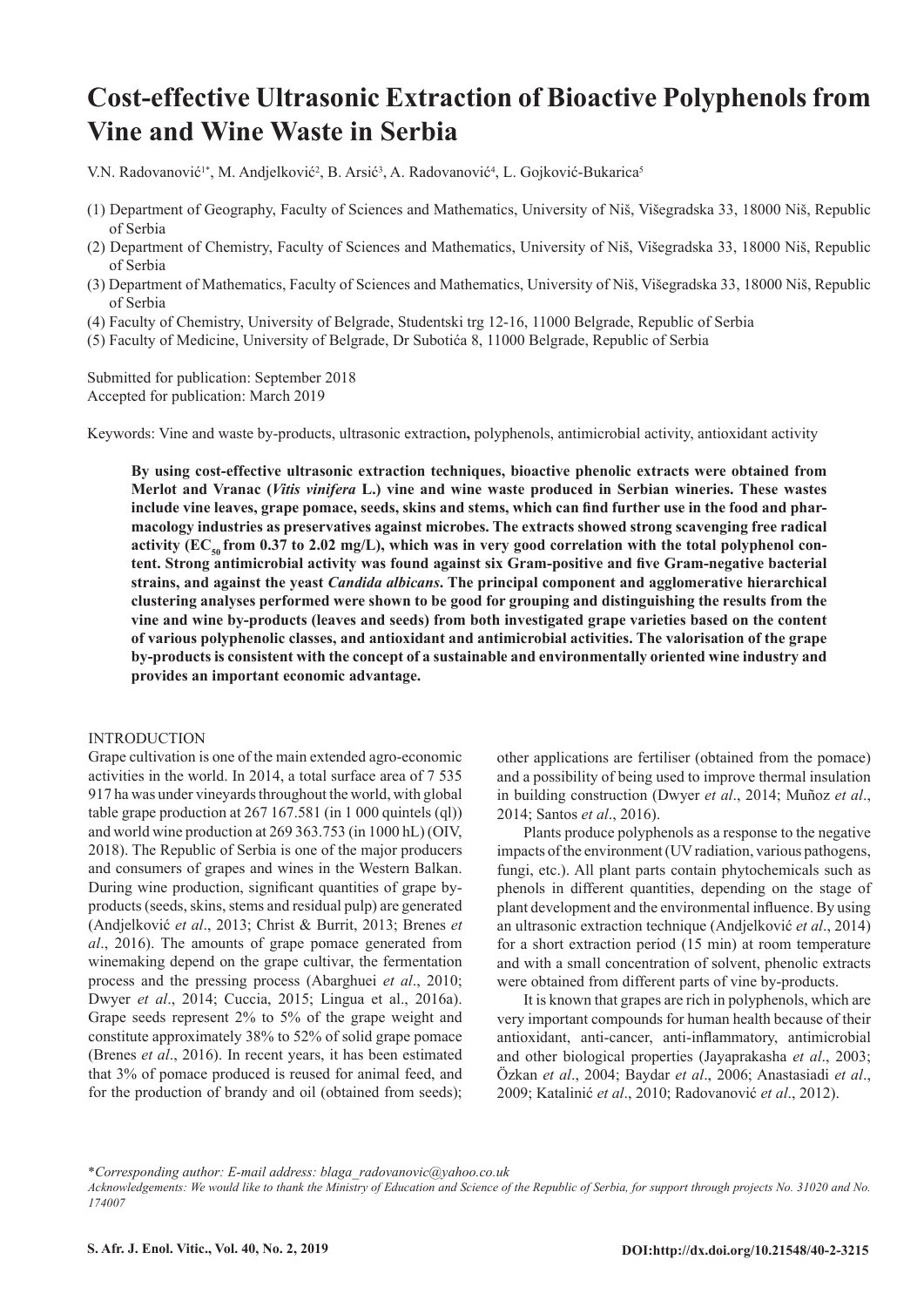# Cost-effective Ultrasonic Extraction of Bioactive Polyphenols from Vine and Wine Waste in Serbia

V.N. Radovanović[1*], M. Andjelković[2], B. Arsić[3], A. Radovanović[4], L. Gojković-Bukarica[5]

(1) Department of Geography, Faculty of Sciences and Mathematics, University of Niš, Višegradska 33, 18000 Niš, Republic of Serbia

(2) Department of Chemistry, Faculty of Sciences and Mathematics, University of Niš, Višegradska 33, 18000 Niš, Republic of Serbia

(3) Department of Mathematics, Faculty of Sciences and Mathematics, University of Niš, Višegradska 33, 18000 Niš, Republic of Serbia

(4) Faculty of Chemistry, University of Belgrade, Studentski trg 12-16, 11000 Belgrade, Republic of Serbia

(5) Faculty of Medicine, University of Belgrade, Dr Subotića 8, 11000 Belgrade, Republic of Serbia

Submitted for publication: September 2018
Accepted for publication: March 2019

Keywords: Vine and waste by-products, ultrasonic extraction**,** polyphenols, antimicrobial activity, antioxidant activity

**By using cost-effective ultrasonic extraction techniques, bioactive phenolic extracts were obtained from Merlot and Vranac (*Vitis vinifera* L.) vine and wine waste produced in Serbian wineries. These wastes include vine leaves, grape pomace, seeds, skins and stems, which can find further use in the food and pharmacology industries as preservatives against microbes. The extracts showed strong scavenging free radical activity ($EC_{50}$ from 0.37 to 2.02 mg/L), which was in very good correlation with the total polyphenol content. Strong antimicrobial activity was found against six Gram-positive and five Gram-negative bacterial strains, and against the yeast *Candida albicans*. The principal component and agglomerative hierarchical clustering analyses performed were shown to be good for grouping and distinguishing the results from the vine and wine by-products (leaves and seeds) from both investigated grape varieties based on the content of various polyphenolic classes, and antioxidant and antimicrobial activities. The valorisation of the grape by-products is consistent with the concept of a sustainable and environmentally oriented wine industry and provides an important economic advantage.**

## INTRODUCTION

Grape cultivation is one of the main extended agro-economic activities in the world. In 2014, a total surface area of 7 535 917 ha was under vineyards throughout the world, with global table grape production at 267 167.581 (in 1 000 quintels (ql)) and world wine production at 269 363.753 (in 1000 hL) (OIV, 2018). The Republic of Serbia is one of the major producers and consumers of grapes and wines in the Western Balkan. During wine production, significant quantities of grape by-products (seeds, skins, stems and residual pulp) are generated (Andjelković *et al*., 2013; Christ & Burrit, 2013; Brenes *et al*., 2016). The amounts of grape pomace generated from winemaking depend on the grape cultivar, the fermentation process and the pressing process (Abarghuei *et al*., 2010; Dwyer *et al*., 2014; Cuccia, 2015; Lingua et al., 2016a). Grape seeds represent 2% to 5% of the grape weight and constitute approximately 38% to 52% of solid grape pomace (Brenes *et al*., 2016). In recent years, it has been estimated that 3% of pomace produced is reused for animal feed, and for the production of brandy and oil (obtained from seeds); other applications are fertiliser (obtained from the pomace) and a possibility of being used to improve thermal insulation in building construction (Dwyer *et al*., 2014; Muñoz *et al*., 2014; Santos *et al*., 2016).

Plants produce polyphenols as a response to the negative impacts of the environment (UV radiation, various pathogens, fungi, etc.). All plant parts contain phytochemicals such as phenols in different quantities, depending on the stage of plant development and the environmental influence. By using an ultrasonic extraction technique (Andjelković *et al*., 2014) for a short extraction period (15 min) at room temperature and with a small concentration of solvent, phenolic extracts were obtained from different parts of vine by-products.

It is known that grapes are rich in polyphenols, which are very important compounds for human health because of their antioxidant, anti-cancer, anti-inflammatory, antimicrobial and other biological properties (Jayaprakasha *et al*., 2003; Özkan *et al*., 2004; Baydar *et al*., 2006; Anastasiadi *et al*., 2009; Katalinić *et al*., 2010; Radovanović *et al*., 2012).

*\*Corresponding author: E-mail address: blaga_radovanovic@yahoo.co.uk*

*Acknowledgements: We would like to thank the Ministry of Education and Science of the Republic of Serbia, for support through projects No. 31020 and No. 174007*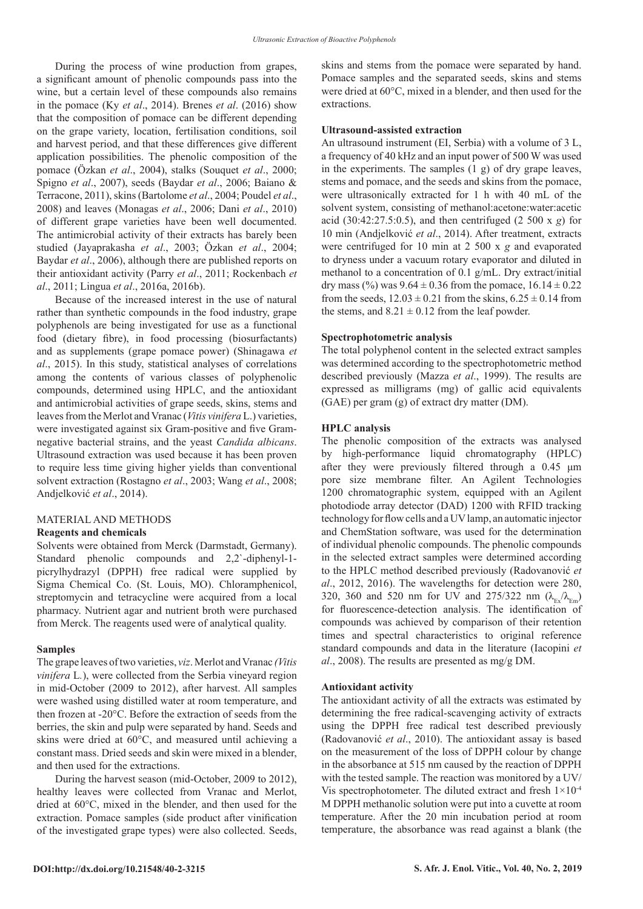During the process of wine production from grapes, a significant amount of phenolic compounds pass into the wine, but a certain level of these compounds also remains in the pomace (Ky *et al*., 2014). Brenes *et al*. (2016) show that the composition of pomace can be different depending on the grape variety, location, fertilisation conditions, soil and harvest period, and that these differences give different application possibilities. The phenolic composition of the pomace (Özkan *et al*., 2004), stalks (Souquet *et al*., 2000; Spigno *et al*., 2007), seeds (Baydar *et al*., 2006; Baiano & Terracone, 2011), skins (Bartolome *et al*., 2004; Poudel *et al*., 2008) and leaves (Monagas *et al*., 2006; Dani *et al*., 2010) of different grape varieties have been well documented. The antimicrobial activity of their extracts has barely been studied (Jayaprakasha *et al*., 2003; Özkan *et al*., 2004; Baydar *et al*., 2006), although there are published reports on their antioxidant activity (Parry *et al*., 2011; Rockenbach *et al*., 2011; Lingua *et al*., 2016a, 2016b).

Because of the increased interest in the use of natural rather than synthetic compounds in the food industry, grape polyphenols are being investigated for use as a functional food (dietary fibre), in food processing (biosurfactants) and as supplements (grape pomace power) (Shinagawa *et al*., 2015). In this study, statistical analyses of correlations among the contents of various classes of polyphenolic compounds, determined using HPLC, and the antioxidant and antimicrobial activities of grape seeds, skins, stems and leaves from the Merlot and Vranac (*Vitis vinifera* L.) varieties, were investigated against six Gram-positive and five Gram-negative bacterial strains, and the yeast *Candida albicans*. Ultrasound extraction was used because it has been proven to require less time giving higher yields than conventional solvent extraction (Rostagno *et al*., 2003; Wang *et al*., 2008; Andjelković *et al*., 2014).

## MATERIAL AND METHODS

### Reagents and chemicals

Solvents were obtained from Merck (Darmstadt, Germany). Standard phenolic compounds and 2,2`-diphenyl-1-picrylhydrazyl (DPPH) free radical were supplied by Sigma Chemical Co. (St. Louis, MO). Chloramphenicol, streptomycin and tetracycline were acquired from a local pharmacy. Nutrient agar and nutrient broth were purchased from Merck. The reagents used were of analytical quality.

### Samples

The grape leaves of two varieties, *viz*. Merlot and Vranac *(Vitis vinifera* L.), were collected from the Serbia vineyard region in mid-October (2009 to 2012), after harvest. All samples were washed using distilled water at room temperature, and then frozen at -20°C. Before the extraction of seeds from the berries, the skin and pulp were separated by hand. Seeds and skins were dried at 60°C, and measured until achieving a constant mass. Dried seeds and skin were mixed in a blender, and then used for the extractions.

During the harvest season (mid-October, 2009 to 2012), healthy leaves were collected from Vranac and Merlot, dried at 60°C, mixed in the blender, and then used for the extraction. Pomace samples (side product after vinification of the investigated grape types) were also collected. Seeds, skins and stems from the pomace were separated by hand. Pomace samples and the separated seeds, skins and stems were dried at 60°C, mixed in a blender, and then used for the extractions.

### Ultrasound-assisted extraction

An ultrasound instrument (EI, Serbia) with a volume of 3 L, a frequency of 40 kHz and an input power of 500 W was used in the experiments. The samples (1 g) of dry grape leaves, stems and pomace, and the seeds and skins from the pomace, were ultrasonically extracted for 1 h with 40 mL of the solvent system, consisting of methanol:acetone:water:acetic acid (30:42:27.5:0.5), and then centrifuged (2 500 x *g*) for 10 min (Andjelković *et al*., 2014). After treatment, extracts were centrifuged for 10 min at 2 500 x *g* and evaporated to dryness under a vacuum rotary evaporator and diluted in methanol to a concentration of 0.1 g/mL. Dry extract/initial dry mass (%) was $9.64 \pm 0.36$ from the pomace, $16.14 \pm 0.22$ from the seeds, $12.03 \pm 0.21$ from the skins, $6.25 \pm 0.14$ from the stems, and $8.21 \pm 0.12$ from the leaf powder.

### Spectrophotometric analysis

The total polyphenol content in the selected extract samples was determined according to the spectrophotometric method described previously (Mazza *et al*., 1999). The results are expressed as milligrams (mg) of gallic acid equivalents (GAE) per gram (g) of extract dry matter (DM).

### HPLC analysis

The phenolic composition of the extracts was analysed by high-performance liquid chromatography (HPLC) after they were previously filtered through a 0.45 µm pore size membrane filter. An Agilent Technologies 1200 chromatographic system, equipped with an Agilent photodiode array detector (DAD) 1200 with RFID tracking technology for flow cells and a UV lamp, an automatic injector and ChemStation software, was used for the determination of individual phenolic compounds. The phenolic compounds in the selected extract samples were determined according to the HPLC method described previously (Radovanović *et al*., 2012, 2016). The wavelengths for detection were 280, 320, 360 and 520 nm for UV and 275/322 nm ($\lambda_{Ex}/\lambda_{Em}$) for fluorescence-detection analysis. The identification of compounds was achieved by comparison of their retention times and spectral characteristics to original reference standard compounds and data in the literature (Iacopini *et al*., 2008). The results are presented as mg/g DM.

### Antioxidant activity

The antioxidant activity of all the extracts was estimated by determining the free radical-scavenging activity of extracts using the DPPH free radical test described previously (Radovanović *et al*., 2010). The antioxidant assay is based on the measurement of the loss of DPPH colour by change in the absorbance at 515 nm caused by the reaction of DPPH with the tested sample. The reaction was monitored by a UV/Vis spectrophotometer. The diluted extract and fresh $1\times10^{-4}$ M DPPH methanolic solution were put into a cuvette at room temperature. After the 20 min incubation period at room temperature, the absorbance was read against a blank (the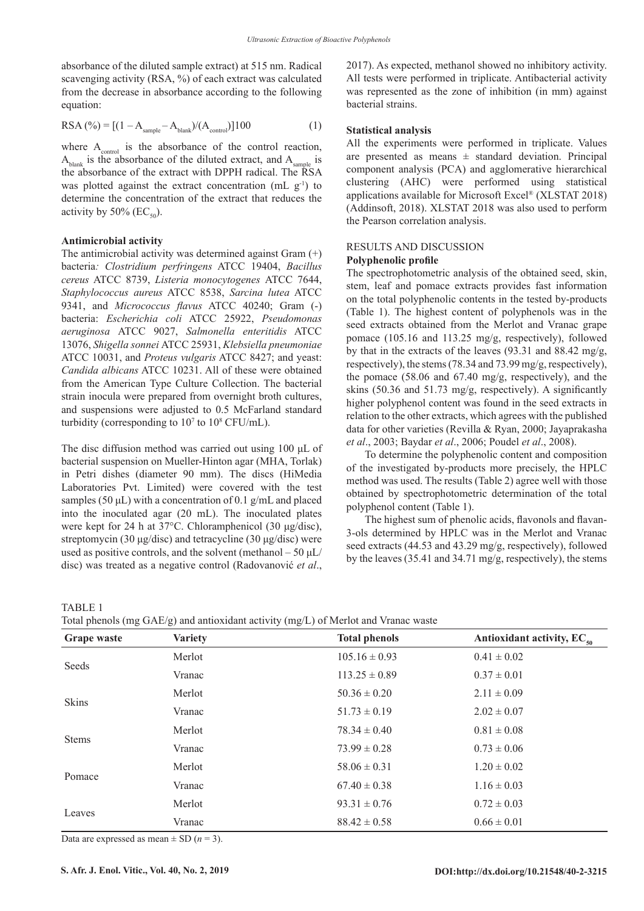absorbance of the diluted sample extract) at 515 nm. Radical scavenging activity (RSA, %) of each extract was calculated from the decrease in absorbance according to the following equation:

$$RSA\ (\%) = [(1 - A_{sample} - A_{blank})/(A_{control})]100 \quad (1)$$

where $A_{control}$ is the absorbance of the control reaction, $A_{blank}$ is the absorbance of the diluted extract, and $A_{sample}$ is the absorbance of the extract with DPPH radical. The RSA was plotted against the extract concentration (mL $g^{-1}$) to determine the concentration of the extract that reduces the activity by 50% ($EC_{50}$).

**Antimicrobial activity**

The antimicrobial activity was determined against Gram (+) bacteria*:* *Clostridium perfringens* ATCC 19404, *Bacillus cereus* ATCC 8739, *Listeria monocytogenes* ATCC 7644, *Staphylococcus aureus* ATCC 8538, *Sarcina lutea* ATCC 9341, and *Micrococcus flavus* ATCC 40240; Gram (-) bacteria: *Escherichia coli* ATCC 25922, *Pseudomonas aeruginosa* ATCC 9027, *Salmonella enteritidis* ATCC 13076, *Shigella sonnei* ATCC 25931, *Klebsiella pneumoniae* ATCC 10031, and *Proteus vulgaris* ATCC 8427; and yeast: *Candida albicans* ATCC 10231. All of these were obtained from the American Type Culture Collection. The bacterial strain inocula were prepared from overnight broth cultures, and suspensions were adjusted to 0.5 McFarland standard turbidity (corresponding to $10^7$ to $10^8$ CFU/mL).

The disc diffusion method was carried out using 100 μL of bacterial suspension on Mueller-Hinton agar (MHA, Torlak) in Petri dishes (diameter 90 mm). The discs (HiMedia Laboratories Pvt. Limited) were covered with the test samples (50 μL) with a concentration of 0.1 g/mL and placed into the inoculated agar (20 mL). The inoculated plates were kept for 24 h at 37°C. Chloramphenicol (30 μg/disc), streptomycin (30 μg/disc) and tetracycline (30 μg/disc) were used as positive controls, and the solvent (methanol – 50 μL/disc) was treated as a negative control (Radovanović *et al*., 2017). As expected, methanol showed no inhibitory activity. All tests were performed in triplicate. Antibacterial activity was represented as the zone of inhibition (in mm) against bacterial strains.

**Statistical analysis**

All the experiments were performed in triplicate. Values are presented as means ± standard deviation. Principal component analysis (PCA) and agglomerative hierarchical clustering (AHC) were performed using statistical applications available for Microsoft Excel® (XLSTAT 2018) (Addinsoft, 2018). XLSTAT 2018 was also used to perform the Pearson correlation analysis.

## RESULTS AND DISCUSSION

**Polyphenolic profile**

The spectrophotometric analysis of the obtained seed, skin, stem, leaf and pomace extracts provides fast information on the total polyphenolic contents in the tested by-products (Table 1). The highest content of polyphenols was in the seed extracts obtained from the Merlot and Vranac grape pomace (105.16 and 113.25 mg/g, respectively), followed by that in the extracts of the leaves (93.31 and 88.42 mg/g, respectively), the stems (78.34 and 73.99 mg/g, respectively), the pomace (58.06 and 67.40 mg/g, respectively), and the skins (50.36 and 51.73 mg/g, respectively). A significantly higher polyphenol content was found in the seed extracts in relation to the other extracts, which agrees with the published data for other varieties (Revilla & Ryan, 2000; Jayaprakasha *et al*., 2003; Baydar *et al*., 2006; Poudel *et al*., 2008).

To determine the polyphenolic content and composition of the investigated by-products more precisely, the HPLC method was used. The results (Table 2) agree well with those obtained by spectrophotometric determination of the total polyphenol content (Table 1).

The highest sum of phenolic acids, flavonols and flavan-3-ols determined by HPLC was in the Merlot and Vranac seed extracts (44.53 and 43.29 mg/g, respectively), followed by the leaves (35.41 and 34.71 mg/g, respectively), the stems

TABLE 1
Total phenols (mg GAE/g) and antioxidant activity (mg/L) of Merlot and Vranac waste

| Grape waste | Variety | Total phenols | Antioxidant activity, $EC_{50}$ |
|---|---|---|---|
| Seeds | Merlot | 105.16 ± 0.93 | 0.41 ± 0.02 |
| | Vranac | 113.25 ± 0.89 | 0.37 ± 0.01 |
| Skins | Merlot | 50.36 ± 0.20 | 2.11 ± 0.09 |
| | Vranac | 51.73 ± 0.19 | 2.02 ± 0.07 |
| Stems | Merlot | 78.34 ± 0.40 | 0.81 ± 0.08 |
| | Vranac | 73.99 ± 0.28 | 0.73 ± 0.06 |
| Pomace | Merlot | 58.06 ± 0.31 | 1.20 ± 0.02 |
| | Vranac | 67.40 ± 0.38 | 1.16 ± 0.03 |
| Leaves | Merlot | 93.31 ± 0.76 | 0.72 ± 0.03 |
| | Vranac | 88.42 ± 0.58 | 0.66 ± 0.01 |

Data are expressed as mean ± SD ($n$ = 3).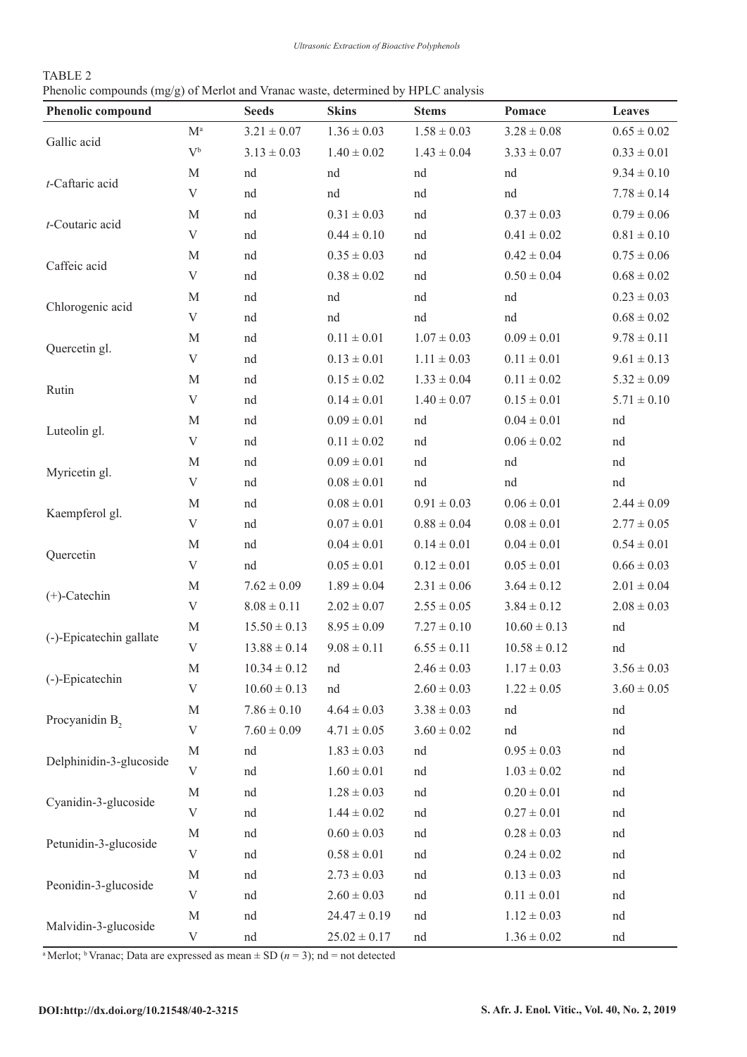TABLE 2
Phenolic compounds (mg/g) of Merlot and Vranac waste, determined by HPLC analysis

| Phenolic compound | | Seeds | Skins | Stems | Pomace | Leaves |
|---|---|---|---|---|---|---|
| Gallic acid | M[a] | 3.21 ± 0.07 | 1.36 ± 0.03 | 1.58 ± 0.03 | 3.28 ± 0.08 | 0.65 ± 0.02 |
| | V[b] | 3.13 ± 0.03 | 1.40 ± 0.02 | 1.43 ± 0.04 | 3.33 ± 0.07 | 0.33 ± 0.01 |
| *t*-Caftaric acid | M | nd | nd | nd | nd | 9.34 ± 0.10 |
| | V | nd | nd | nd | nd | 7.78 ± 0.14 |
| *t*-Coutaric acid | M | nd | 0.31 ± 0.03 | nd | 0.37 ± 0.03 | 0.79 ± 0.06 |
| | V | nd | 0.44 ± 0.10 | nd | 0.41 ± 0.02 | 0.81 ± 0.10 |
| Caffeic acid | M | nd | 0.35 ± 0.03 | nd | 0.42 ± 0.04 | 0.75 ± 0.06 |
| | V | nd | 0.38 ± 0.02 | nd | 0.50 ± 0.04 | 0.68 ± 0.02 |
| Chlorogenic acid | M | nd | nd | nd | nd | 0.23 ± 0.03 |
| | V | nd | nd | nd | nd | 0.68 ± 0.02 |
| Quercetin gl. | M | nd | 0.11 ± 0.01 | 1.07 ± 0.03 | 0.09 ± 0.01 | 9.78 ± 0.11 |
| | V | nd | 0.13 ± 0.01 | 1.11 ± 0.03 | 0.11 ± 0.01 | 9.61 ± 0.13 |
| Rutin | M | nd | 0.15 ± 0.02 | 1.33 ± 0.04 | 0.11 ± 0.02 | 5.32 ± 0.09 |
| | V | nd | 0.14 ± 0.01 | 1.40 ± 0.07 | 0.15 ± 0.01 | 5.71 ± 0.10 |
| Luteolin gl. | M | nd | 0.09 ± 0.01 | nd | 0.04 ± 0.01 | nd |
| | V | nd | 0.11 ± 0.02 | nd | 0.06 ± 0.02 | nd |
| Myricetin gl. | M | nd | 0.09 ± 0.01 | nd | nd | nd |
| | V | nd | 0.08 ± 0.01 | nd | nd | nd |
| Kaempferol gl. | M | nd | 0.08 ± 0.01 | 0.91 ± 0.03 | 0.06 ± 0.01 | 2.44 ± 0.09 |
| | V | nd | 0.07 ± 0.01 | 0.88 ± 0.04 | 0.08 ± 0.01 | 2.77 ± 0.05 |
| Quercetin | M | nd | 0.04 ± 0.01 | 0.14 ± 0.01 | 0.04 ± 0.01 | 0.54 ± 0.01 |
| | V | nd | 0.05 ± 0.01 | 0.12 ± 0.01 | 0.05 ± 0.01 | 0.66 ± 0.03 |
| (+)-Catechin | M | 7.62 ± 0.09 | 1.89 ± 0.04 | 2.31 ± 0.06 | 3.64 ± 0.12 | 2.01 ± 0.04 |
| | V | 8.08 ± 0.11 | 2.02 ± 0.07 | 2.55 ± 0.05 | 3.84 ± 0.12 | 2.08 ± 0.03 |
| (-)-Epicatechin gallate | M | 15.50 ± 0.13 | 8.95 ± 0.09 | 7.27 ± 0.10 | 10.60 ± 0.13 | nd |
| | V | 13.88 ± 0.14 | 9.08 ± 0.11 | 6.55 ± 0.11 | 10.58 ± 0.12 | nd |
| (-)-Epicatechin | M | 10.34 ± 0.12 | nd | 2.46 ± 0.03 | 1.17 ± 0.03 | 3.56 ± 0.03 |
| | V | 10.60 ± 0.13 | nd | 2.60 ± 0.03 | 1.22 ± 0.05 | 3.60 ± 0.05 |
| Procyanidin $B_2$ | M | 7.86 ± 0.10 | 4.64 ± 0.03 | 3.38 ± 0.03 | nd | nd |
| | V | 7.60 ± 0.09 | 4.71 ± 0.05 | 3.60 ± 0.02 | nd | nd |
| Delphinidin-3-glucoside | M | nd | 1.83 ± 0.03 | nd | 0.95 ± 0.03 | nd |
| | V | nd | 1.60 ± 0.01 | nd | 1.03 ± 0.02 | nd |
| Cyanidin-3-glucoside | M | nd | 1.28 ± 0.03 | nd | 0.20 ± 0.01 | nd |
| | V | nd | 1.44 ± 0.02 | nd | 0.27 ± 0.01 | nd |
| Petunidin-3-glucoside | M | nd | 0.60 ± 0.03 | nd | 0.28 ± 0.03 | nd |
| | V | nd | 0.58 ± 0.01 | nd | 0.24 ± 0.02 | nd |
| Peonidin-3-glucoside | M | nd | 2.73 ± 0.03 | nd | 0.13 ± 0.03 | nd |
| | V | nd | 2.60 ± 0.03 | nd | 0.11 ± 0.01 | nd |
| Malvidin-3-glucoside | M | nd | 24.47 ± 0.19 | nd | 1.12 ± 0.03 | nd |
| | V | nd | 25.02 ± 0.17 | nd | 1.36 ± 0.02 | nd |

[a] Merlot; [b] Vranac; Data are expressed as mean ± SD ($n = 3$); nd = not detected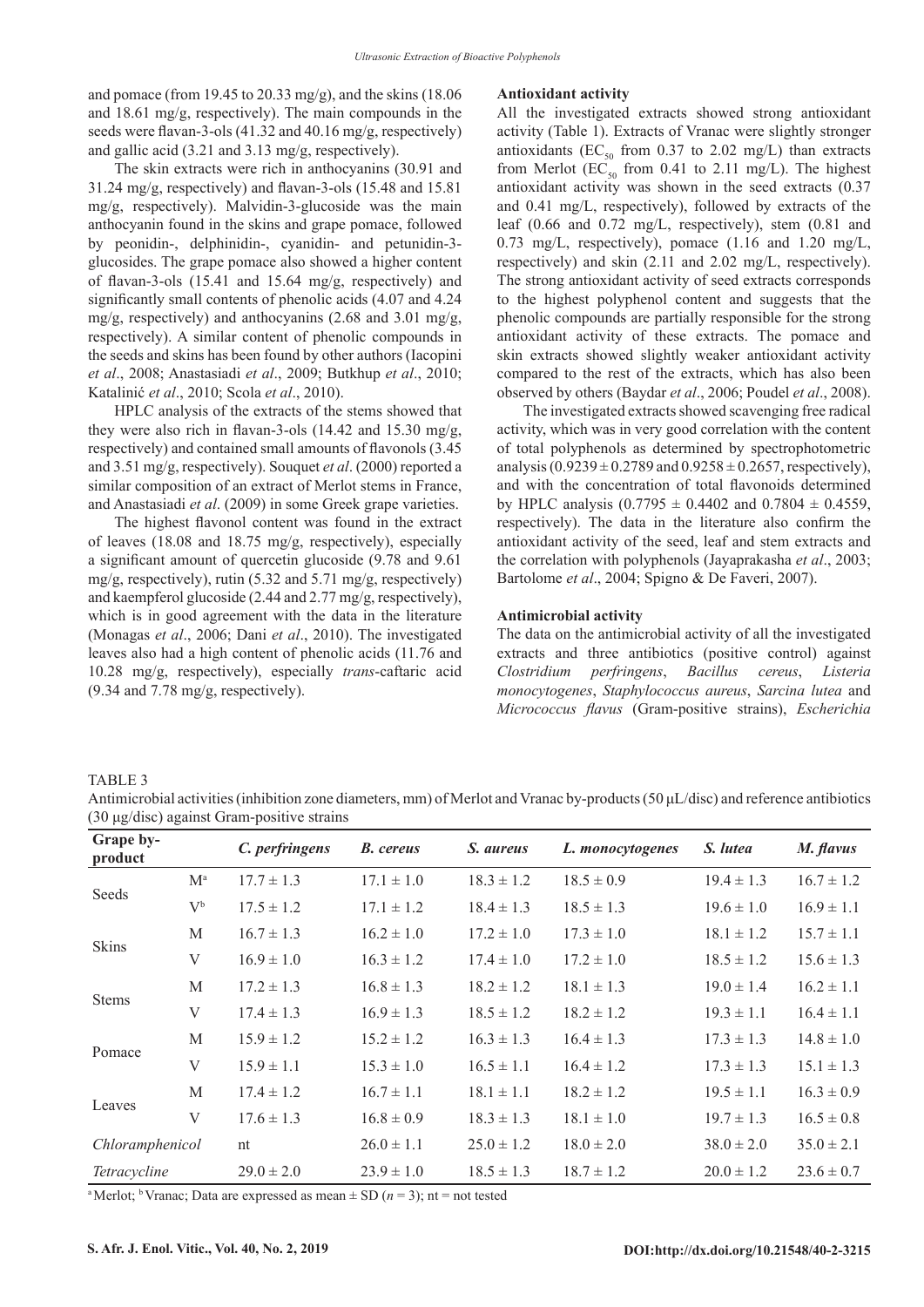and pomace (from 19.45 to 20.33 mg/g), and the skins (18.06 and 18.61 mg/g, respectively). The main compounds in the seeds were flavan-3-ols (41.32 and 40.16 mg/g, respectively) and gallic acid (3.21 and 3.13 mg/g, respectively).

The skin extracts were rich in anthocyanins (30.91 and 31.24 mg/g, respectively) and flavan-3-ols (15.48 and 15.81 mg/g, respectively). Malvidin-3-glucoside was the main anthocyanin found in the skins and grape pomace, followed by peonidin-, delphinidin-, cyanidin- and petunidin-3-glucosides. The grape pomace also showed a higher content of flavan-3-ols (15.41 and 15.64 mg/g, respectively) and significantly small contents of phenolic acids (4.07 and 4.24 mg/g, respectively) and anthocyanins (2.68 and 3.01 mg/g, respectively). A similar content of phenolic compounds in the seeds and skins has been found by other authors (Iacopini *et al*., 2008; Anastasiadi *et al*., 2009; Butkhup *et al*., 2010; Katalinić *et al*., 2010; Scola *et al*., 2010).

HPLC analysis of the extracts of the stems showed that they were also rich in flavan-3-ols (14.42 and 15.30 mg/g, respectively) and contained small amounts of flavonols (3.45 and 3.51 mg/g, respectively). Souquet *et al*. (2000) reported a similar composition of an extract of Merlot stems in France, and Anastasiadi *et al*. (2009) in some Greek grape varieties.

The highest flavonol content was found in the extract of leaves (18.08 and 18.75 mg/g, respectively), especially a significant amount of quercetin glucoside (9.78 and 9.61 mg/g, respectively), rutin (5.32 and 5.71 mg/g, respectively) and kaempferol glucoside (2.44 and 2.77 mg/g, respectively), which is in good agreement with the data in the literature (Monagas *et al*., 2006; Dani *et al*., 2010). The investigated leaves also had a high content of phenolic acids (11.76 and 10.28 mg/g, respectively), especially *trans*-caftaric acid (9.34 and 7.78 mg/g, respectively).

**Antioxidant activity**

All the investigated extracts showed strong antioxidant activity (Table 1). Extracts of Vranac were slightly stronger antioxidants ($EC_{50}$ from 0.37 to 2.02 mg/L) than extracts from Merlot ($EC_{50}$ from 0.41 to 2.11 mg/L). The highest antioxidant activity was shown in the seed extracts (0.37 and 0.41 mg/L, respectively), followed by extracts of the leaf (0.66 and 0.72 mg/L, respectively), stem (0.81 and 0.73 mg/L, respectively), pomace (1.16 and 1.20 mg/L, respectively) and skin (2.11 and 2.02 mg/L, respectively). The strong antioxidant activity of seed extracts corresponds to the highest polyphenol content and suggests that the phenolic compounds are partially responsible for the strong antioxidant activity of these extracts. The pomace and skin extracts showed slightly weaker antioxidant activity compared to the rest of the extracts, which has also been observed by others (Baydar *et al*., 2006; Poudel *et al*., 2008).

The investigated extracts showed scavenging free radical activity, which was in very good correlation with the content of total polyphenols as determined by spectrophotometric analysis ($0.9239 \pm 0.2789$ and $0.9258 \pm 0.2657$, respectively), and with the concentration of total flavonoids determined by HPLC analysis ($0.7795 \pm 0.4402$ and $0.7804 \pm 0.4559$, respectively). The data in the literature also confirm the antioxidant activity of the seed, leaf and stem extracts and the correlation with polyphenols (Jayaprakasha *et al*., 2003; Bartolome *et al*., 2004; Spigno & De Faveri, 2007).

**Antimicrobial activity**

The data on the antimicrobial activity of all the investigated extracts and three antibiotics (positive control) against *Clostridium perfringens*, *Bacillus cereus*, *Listeria monocytogenes*, *Staphylococcus aureus*, *Sarcina lutea* and *Micrococcus flavus* (Gram-positive strains), *Escherichia*

TABLE 3

Antimicrobial activities (inhibition zone diameters, mm) of Merlot and Vranac by-products (50 μL/disc) and reference antibiotics (30 μg/disc) against Gram-positive strains

| Grape by-product | | *C. perfringens* | *B. cereus* | *S. aureus* | *L. monocytogenes* | *S. lutea* | *M. flavus* |
|---|---|---|---|---|---|---|---|
| Seeds | M[a] | 17.7 ± 1.3 | 17.1 ± 1.0 | 18.3 ± 1.2 | 18.5 ± 0.9 | 19.4 ± 1.3 | 16.7 ± 1.2 |
| | V[b] | 17.5 ± 1.2 | 17.1 ± 1.2 | 18.4 ± 1.3 | 18.5 ± 1.3 | 19.6 ± 1.0 | 16.9 ± 1.1 |
| Skins | M | 16.7 ± 1.3 | 16.2 ± 1.0 | 17.2 ± 1.0 | 17.3 ± 1.0 | 18.1 ± 1.2 | 15.7 ± 1.1 |
| | V | 16.9 ± 1.0 | 16.3 ± 1.2 | 17.4 ± 1.0 | 17.2 ± 1.0 | 18.5 ± 1.2 | 15.6 ± 1.3 |
| Stems | M | 17.2 ± 1.3 | 16.8 ± 1.3 | 18.2 ± 1.2 | 18.1 ± 1.3 | 19.0 ± 1.4 | 16.2 ± 1.1 |
| | V | 17.4 ± 1.3 | 16.9 ± 1.3 | 18.5 ± 1.2 | 18.2 ± 1.2 | 19.3 ± 1.1 | 16.4 ± 1.1 |
| Pomace | M | 15.9 ± 1.2 | 15.2 ± 1.2 | 16.3 ± 1.3 | 16.4 ± 1.3 | 17.3 ± 1.3 | 14.8 ± 1.0 |
| | V | 15.9 ± 1.1 | 15.3 ± 1.0 | 16.5 ± 1.1 | 16.4 ± 1.2 | 17.3 ± 1.3 | 15.1 ± 1.3 |
| Leaves | M | 17.4 ± 1.2 | 16.7 ± 1.1 | 18.1 ± 1.1 | 18.2 ± 1.2 | 19.5 ± 1.1 | 16.3 ± 0.9 |
| | V | 17.6 ± 1.3 | 16.8 ± 0.9 | 18.3 ± 1.3 | 18.1 ± 1.0 | 19.7 ± 1.3 | 16.5 ± 0.8 |
| *Chloramphenicol* | | nt | 26.0 ± 1.1 | 25.0 ± 1.2 | 18.0 ± 2.0 | 38.0 ± 2.0 | 35.0 ± 2.1 |
| *Tetracycline* | | 29.0 ± 2.0 | 23.9 ± 1.0 | 18.5 ± 1.3 | 18.7 ± 1.2 | 20.0 ± 1.2 | 23.6 ± 0.7 |

[a] Merlot; [b] Vranac; Data are expressed as mean ± SD ($n = 3$); nt = not tested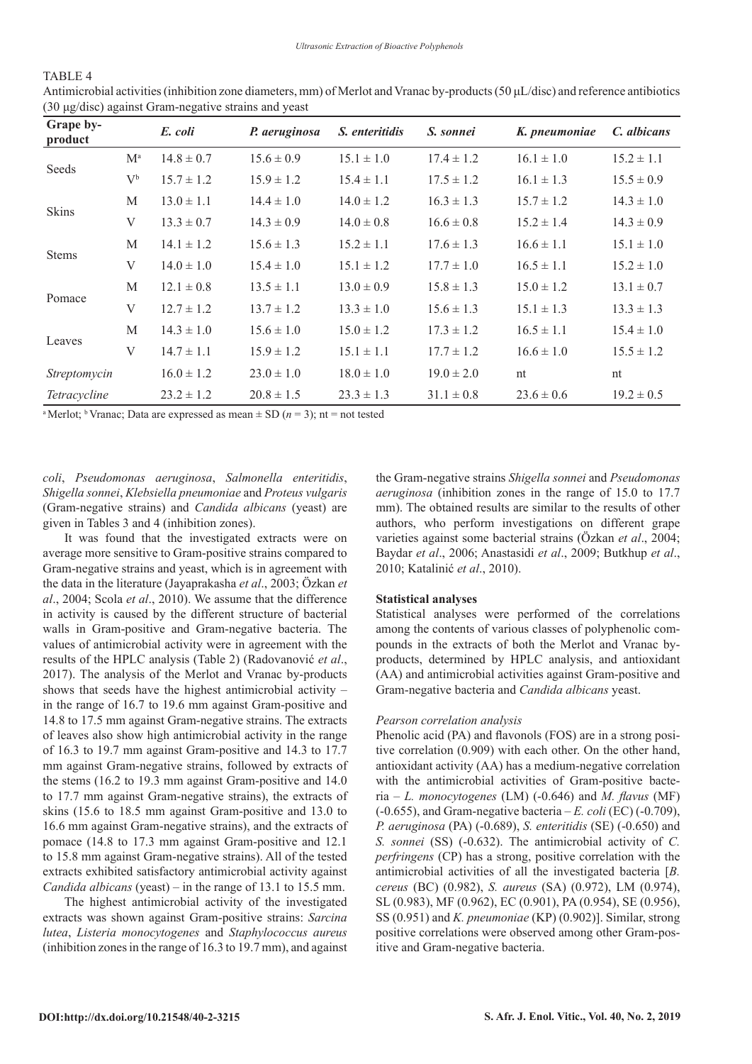TABLE 4

Antimicrobial activities (inhibition zone diameters, mm) of Merlot and Vranac by-products (50 μL/disc) and reference antibiotics (30 μg/disc) against Gram-negative strains and yeast

| Grape by-product | | *E. coli* | *P. aeruginosa* | *S. enteritidis* | *S. sonnei* | *K. pneumoniae* | *C. albicans* |
|---|---|---|---|---|---|---|---|
| Seeds | M[a] | 14.8 ± 0.7 | 15.6 ± 0.9 | 15.1 ± 1.0 | 17.4 ± 1.2 | 16.1 ± 1.0 | 15.2 ± 1.1 |
| | V[b] | 15.7 ± 1.2 | 15.9 ± 1.2 | 15.4 ± 1.1 | 17.5 ± 1.2 | 16.1 ± 1.3 | 15.5 ± 0.9 |
| Skins | M | 13.0 ± 1.1 | 14.4 ± 1.0 | 14.0 ± 1.2 | 16.3 ± 1.3 | 15.7 ± 1.2 | 14.3 ± 1.0 |
| | V | 13.3 ± 0.7 | 14.3 ± 0.9 | 14.0 ± 0.8 | 16.6 ± 0.8 | 15.2 ± 1.4 | 14.3 ± 0.9 |
| Stems | M | 14.1 ± 1.2 | 15.6 ± 1.3 | 15.2 ± 1.1 | 17.6 ± 1.3 | 16.6 ± 1.1 | 15.1 ± 1.0 |
| | V | 14.0 ± 1.0 | 15.4 ± 1.0 | 15.1 ± 1.2 | 17.7 ± 1.0 | 16.5 ± 1.1 | 15.2 ± 1.0 |
| Pomace | M | 12.1 ± 0.8 | 13.5 ± 1.1 | 13.0 ± 0.9 | 15.8 ± 1.3 | 15.0 ± 1.2 | 13.1 ± 0.7 |
| | V | 12.7 ± 1.2 | 13.7 ± 1.2 | 13.3 ± 1.0 | 15.6 ± 1.3 | 15.1 ± 1.3 | 13.3 ± 1.3 |
| Leaves | M | 14.3 ± 1.0 | 15.6 ± 1.0 | 15.0 ± 1.2 | 17.3 ± 1.2 | 16.5 ± 1.1 | 15.4 ± 1.0 |
| | V | 14.7 ± 1.1 | 15.9 ± 1.2 | 15.1 ± 1.1 | 17.7 ± 1.2 | 16.6 ± 1.0 | 15.5 ± 1.2 |
| *Streptomycin* | | 16.0 ± 1.2 | 23.0 ± 1.0 | 18.0 ± 1.0 | 19.0 ± 2.0 | nt | nt |
| *Tetracycline* | | 23.2 ± 1.2 | 20.8 ± 1.5 | 23.3 ± 1.3 | 31.1 ± 0.8 | 23.6 ± 0.6 | 19.2 ± 0.5 |

[a] Merlot; [b] Vranac; Data are expressed as mean ± SD ($n = 3$); nt = not tested

*coli*, *Pseudomonas aeruginosa*, *Salmonella enteritidis*, *Shigella sonnei*, *Klebsiella pneumoniae* and *Proteus vulgaris* (Gram-negative strains) and *Candida albicans* (yeast) are given in Tables 3 and 4 (inhibition zones).

It was found that the investigated extracts were on average more sensitive to Gram-positive strains compared to Gram-negative strains and yeast, which is in agreement with the data in the literature (Jayaprakasha *et al*., 2003; Özkan *et al*., 2004; Scola *et al*., 2010). We assume that the difference in activity is caused by the different structure of bacterial walls in Gram-positive and Gram-negative bacteria. The values of antimicrobial activity were in agreement with the results of the HPLC analysis (Table 2) (Radovanović *et al*., 2017). The analysis of the Merlot and Vranac by-products shows that seeds have the highest antimicrobial activity – in the range of 16.7 to 19.6 mm against Gram-positive and 14.8 to 17.5 mm against Gram-negative strains. The extracts of leaves also show high antimicrobial activity in the range of 16.3 to 19.7 mm against Gram-positive and 14.3 to 17.7 mm against Gram-negative strains, followed by extracts of the stems (16.2 to 19.3 mm against Gram-positive and 14.0 to 17.7 mm against Gram-negative strains), the extracts of skins (15.6 to 18.5 mm against Gram-positive and 13.0 to 16.6 mm against Gram-negative strains), and the extracts of pomace (14.8 to 17.3 mm against Gram-positive and 12.1 to 15.8 mm against Gram-negative strains). All of the tested extracts exhibited satisfactory antimicrobial activity against *Candida albicans* (yeast) – in the range of 13.1 to 15.5 mm.

The highest antimicrobial activity of the investigated extracts was shown against Gram-positive strains: *Sarcina lutea*, *Listeria monocytogenes* and *Staphylococcus aureus* (inhibition zones in the range of 16.3 to 19.7 mm), and against the Gram-negative strains *Shigella sonnei* and *Pseudomonas aeruginosa* (inhibition zones in the range of 15.0 to 17.7 mm). The obtained results are similar to the results of other authors, who perform investigations on different grape varieties against some bacterial strains (Özkan *et al*., 2004; Baydar *et al*., 2006; Anastasidi *et al*., 2009; Butkhup *et al*., 2010; Katalinić *et al*., 2010).

### Statistical analyses

Statistical analyses were performed of the correlations among the contents of various classes of polyphenolic compounds in the extracts of both the Merlot and Vranac by-products, determined by HPLC analysis, and antioxidant (AA) and antimicrobial activities against Gram-positive and Gram-negative bacteria and *Candida albicans* yeast.

#### *Pearson correlation analysis*

Phenolic acid (PA) and flavonols (FOS) are in a strong positive correlation (0.909) with each other. On the other hand, antioxidant activity (AA) has a medium-negative correlation with the antimicrobial activities of Gram-positive bacteria – *L. monocytogenes* (LM) (-0.646) and *M. flavus* (MF) (-0.655), and Gram-negative bacteria – *E. coli* (EC) (-0.709), *P. aeruginosa* (PA) (-0.689), *S. enteritidis* (SE) (-0.650) and *S. sonnei* (SS) (-0.632). The antimicrobial activity of *C. perfringens* (CP) has a strong, positive correlation with the antimicrobial activities of all the investigated bacteria [*B. cereus* (BC) (0.982), *S. aureus* (SA) (0.972), LM (0.974), SL (0.983), MF (0.962), EC (0.901), PA (0.954), SE (0.956), SS (0.951) and *K. pneumoniae* (KP) (0.902)]. Similar, strong positive correlations were observed among other Gram-positive and Gram-negative bacteria.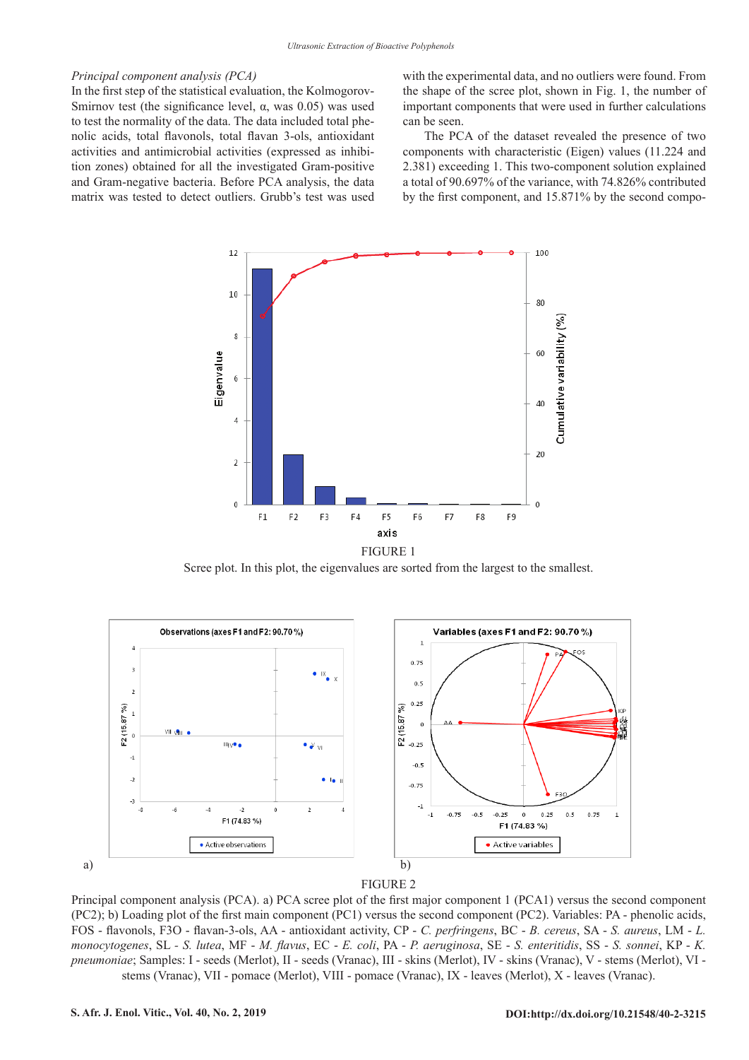*Principal component analysis (PCA)*

In the first step of the statistical evaluation, the Kolmogorov-Smirnov test (the significance level, α, was 0.05) was used to test the normality of the data. The data included total phenolic acids, total flavonols, total flavan 3-ols, antioxidant activities and antimicrobial activities (expressed as inhibition zones) obtained for all the investigated Gram-positive and Gram-negative bacteria. Before PCA analysis, the data matrix was tested to detect outliers. Grubb's test was used with the experimental data, and no outliers were found. From the shape of the scree plot, shown in Fig. 1, the number of important components that were used in further calculations can be seen.

The PCA of the dataset revealed the presence of two components with characteristic (Eigen) values (11.224 and 2.381) exceeding 1. This two-component solution explained a total of 90.697% of the variance, with 74.826% contributed by the first component, and 15.871% by the second compo-

FIGURE 1

Scree plot. In this plot, the eigenvalues are sorted from the largest to the smallest.

FIGURE 2

Principal component analysis (PCA). a) PCA scree plot of the first major component 1 (PCA1) versus the second component (PC2); b) Loading plot of the first main component (PC1) versus the second component (PC2). Variables: PA - phenolic acids, FOS - flavonols, F3O - flavan-3-ols, AA - antioxidant activity, CP - *C. perfringens*, BC - *B. cereus*, SA - *S. aureus*, LM - *L. monocytogenes*, SL - *S. lutea*, MF - *M. flavus*, EC - *E. coli*, PA - *P. aeruginosa*, SE - *S. enteritidis*, SS - *S. sonnei*, KP - *K. pneumoniae*; Samples: I - seeds (Merlot), II - seeds (Vranac), III - skins (Merlot), IV - skins (Vranac), V - stems (Merlot), VI - stems (Vranac), VII - pomace (Merlot), VIII - pomace (Vranac), IX - leaves (Merlot), X - leaves (Vranac).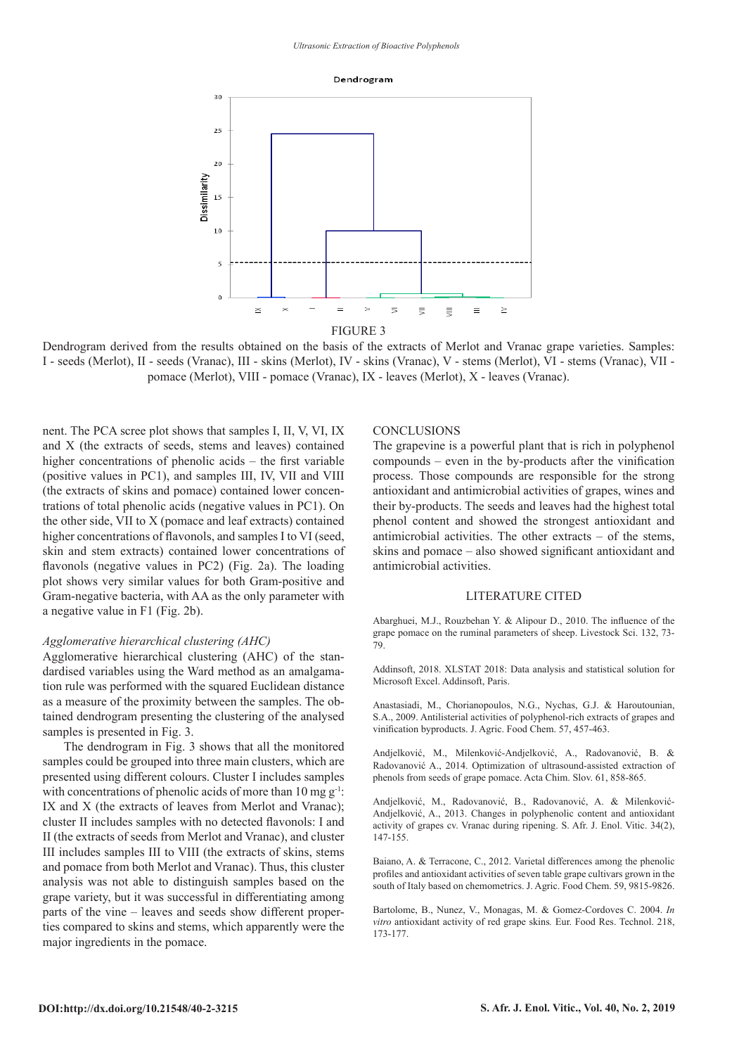FIGURE 3

Dendrogram derived from the results obtained on the basis of the extracts of Merlot and Vranac grape varieties. Samples: I - seeds (Merlot), II - seeds (Vranac), III - skins (Merlot), IV - skins (Vranac), V - stems (Merlot), VI - stems (Vranac), VII - pomace (Merlot), VIII - pomace (Vranac), IX - leaves (Merlot), X - leaves (Vranac).

nent. The PCA scree plot shows that samples I, II, V, VI, IX and X (the extracts of seeds, stems and leaves) contained higher concentrations of phenolic acids – the first variable (positive values in PC1), and samples III, IV, VII and VIII (the extracts of skins and pomace) contained lower concentrations of total phenolic acids (negative values in PC1). On the other side, VII to X (pomace and leaf extracts) contained higher concentrations of flavonols, and samples I to VI (seed, skin and stem extracts) contained lower concentrations of flavonols (negative values in PC2) (Fig. 2a). The loading plot shows very similar values for both Gram-positive and Gram-negative bacteria, with AA as the only parameter with a negative value in F1 (Fig. 2b).

### *Agglomerative hierarchical clustering (AHC)*

Agglomerative hierarchical clustering (AHC) of the standardised variables using the Ward method as an amalgamation rule was performed with the squared Euclidean distance as a measure of the proximity between the samples. The obtained dendrogram presenting the clustering of the analysed samples is presented in Fig. 3.

The dendrogram in Fig. 3 shows that all the monitored samples could be grouped into three main clusters, which are presented using different colours. Cluster I includes samples with concentrations of phenolic acids of more than 10 mg $g^{-1}$: IX and X (the extracts of leaves from Merlot and Vranac); cluster II includes samples with no detected flavonols: I and II (the extracts of seeds from Merlot and Vranac), and cluster III includes samples III to VIII (the extracts of skins, stems and pomace from both Merlot and Vranac). Thus, this cluster analysis was not able to distinguish samples based on the grape variety, but it was successful in differentiating among parts of the vine – leaves and seeds show different properties compared to skins and stems, which apparently were the major ingredients in the pomace.

## CONCLUSIONS

The grapevine is a powerful plant that is rich in polyphenol compounds – even in the by-products after the vinification process. Those compounds are responsible for the strong antioxidant and antimicrobial activities of grapes, wines and their by-products. The seeds and leaves had the highest total phenol content and showed the strongest antioxidant and antimicrobial activities. The other extracts – of the stems, skins and pomace – also showed significant antioxidant and antimicrobial activities.

## LITERATURE CITED

Abarghuei, M.J., Rouzbehan Y. & Alipour D., 2010. The influence of the grape pomace on the ruminal parameters of sheep. Livestock Sci. 132, 73-79.

Addinsoft, 2018. XLSTAT 2018: Data analysis and statistical solution for Microsoft Excel. Addinsoft, Paris.

Anastasiadi, M., Chorianopoulos, N.G., Nychas, G.J. & Haroutounian, S.A., 2009. Antilisterial activities of polyphenol-rich extracts of grapes and vinification byproducts. J. Agric. Food Chem. 57, 457-463.

Andjelković, M., Milenković-Andjelković, A., Radovanović, B. & Radovanović A., 2014. Optimization of ultrasound-assisted extraction of phenols from seeds of grape pomace. Acta Chim. Slov. 61, 858-865.

Andjelković, M., Radovanović, B., Radovanović, A. & Milenković-Andjelković, A., 2013. Changes in polyphenolic content and antioxidant activity of grapes cv. Vranac during ripening. S. Afr. J. Enol. Vitic. 34(2), 147-155.

Baiano, A. & Terracone, C., 2012. Varietal differences among the phenolic profiles and antioxidant activities of seven table grape cultivars grown in the south of Italy based on chemometrics. J. Agric. Food Chem. 59, 9815-9826.

Bartolome, B., Nunez, V., Monagas, M. & Gomez-Cordoves C. 2004. *In vitro* antioxidant activity of red grape skins*.* Eur. Food Res. Technol. 218, 173-177.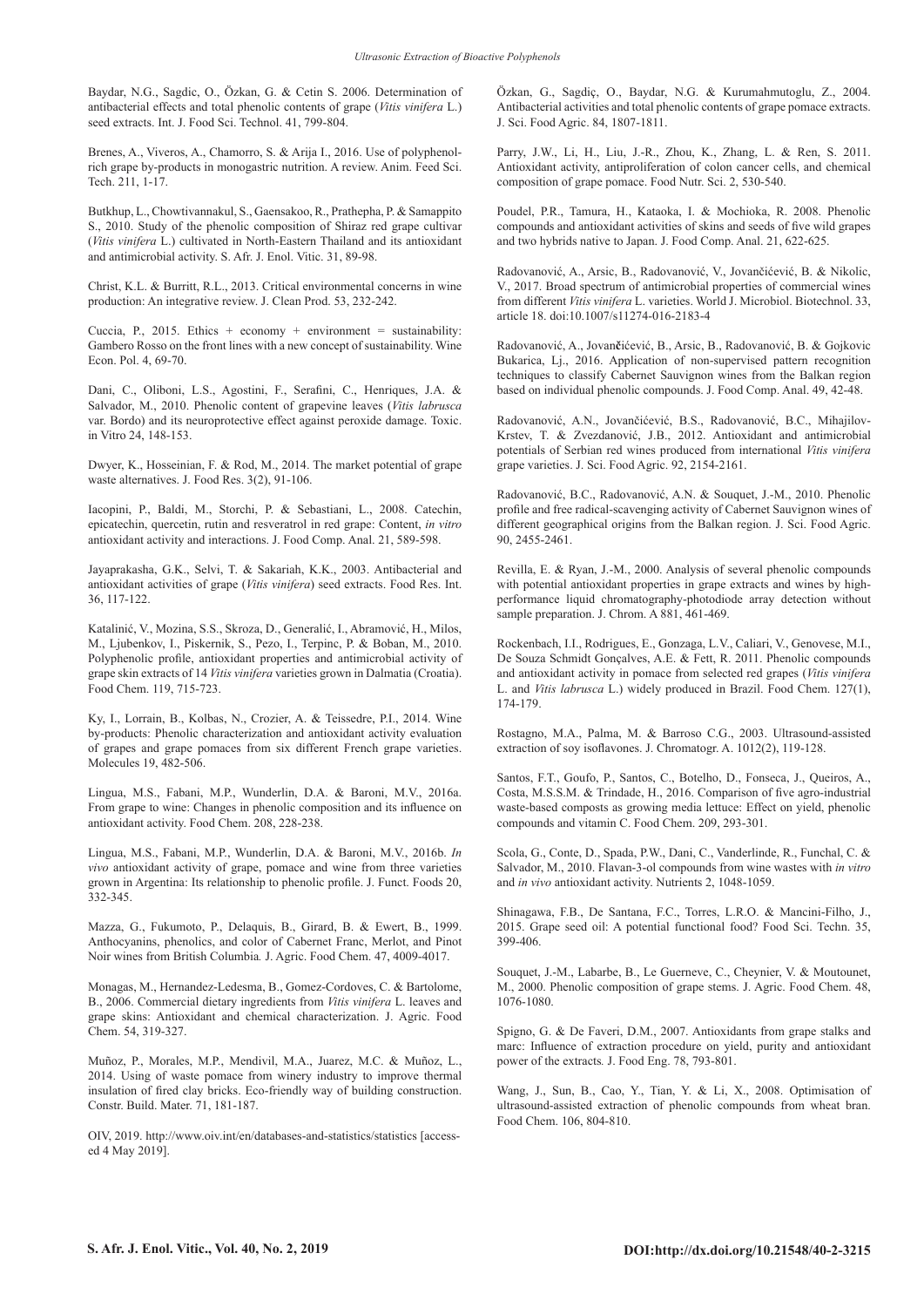Baydar, N.G., Sagdic, O., Özkan, G. & Cetin S. 2006. Determination of antibacterial effects and total phenolic contents of grape (*Vitis vinifera* L.) seed extracts. Int. J. Food Sci. Technol. 41, 799-804.

Brenes, A., Viveros, A., Chamorro, S. & Arija I., 2016. Use of polyphenol-rich grape by-products in monogastric nutrition. A review. Anim. Feed Sci. Tech. 211, 1-17.

Butkhup, L., Chowtivannakul, S., Gaensakoo, R., Prathepha, P. & Samappito S., 2010. Study of the phenolic composition of Shiraz red grape cultivar (*Vitis vinifera* L.) cultivated in North-Eastern Thailand and its antioxidant and antimicrobial activity. S. Afr. J. Enol. Vitic. 31, 89-98.

Christ, K.L. & Burritt, R.L., 2013. Critical environmental concerns in wine production: An integrative review. J. Clean Prod. 53, 232-242.

Cuccia, P., 2015. Ethics + economy + environment = sustainability: Gambero Rosso on the front lines with a new concept of sustainability. Wine Econ. Pol. 4, 69-70.

Dani, C., Oliboni, L.S., Agostini, F., Serafini, C., Henriques, J.A. & Salvador, M., 2010. Phenolic content of grapevine leaves (*Vitis labrusca* var. Bordo) and its neuroprotective effect against peroxide damage. Toxic. in Vitro 24, 148-153.

Dwyer, K., Hosseinian, F. & Rod, M., 2014. The market potential of grape waste alternatives. J. Food Res. 3(2), 91-106.

Iacopini, P., Baldi, M., Storchi, P. & Sebastiani, L., 2008. Catechin, epicatechin, quercetin, rutin and resveratrol in red grape: Content, *in vitro* antioxidant activity and interactions. J. Food Comp. Anal. 21, 589-598.

Jayaprakasha, G.K., Selvi, T. & Sakariah, K.K., 2003. Antibacterial and antioxidant activities of grape (*Vitis vinifera*) seed extracts. Food Res. Int. 36, 117-122.

Katalinić, V., Mozina, S.S., Skroza, D., Generalić, I., Abramović, H., Milos, M., Ljubenkov, I., Piskernik, S., Pezo, I., Terpinc, P. & Boban, M., 2010. Polyphenolic profile, antioxidant properties and antimicrobial activity of grape skin extracts of 14 *Vitis vinifera* varieties grown in Dalmatia (Croatia). Food Chem. 119, 715-723.

Ky, I., Lorrain, B., Kolbas, N., Crozier, A. & Teissedre, P.I., 2014. Wine by-products: Phenolic characterization and antioxidant activity evaluation of grapes and grape pomaces from six different French grape varieties. Molecules 19, 482-506.

Lingua, M.S., Fabani, M.P., Wunderlin, D.A. & Baroni, M.V., 2016a. From grape to wine: Changes in phenolic composition and its influence on antioxidant activity. Food Chem. 208, 228-238.

Lingua, M.S., Fabani, M.P., Wunderlin, D.A. & Baroni, M.V., 2016b. *In vivo* antioxidant activity of grape, pomace and wine from three varieties grown in Argentina: Its relationship to phenolic profile. J. Funct. Foods 20, 332-345.

Mazza, G., Fukumoto, P., Delaquis, B., Girard, B. & Ewert, B., 1999. Anthocyanins, phenolics, and color of Cabernet Franc, Merlot, and Pinot Noir wines from British Columbia*.* J. Agric. Food Chem. 47, 4009-4017.

Monagas, M., Hernandez-Ledesma, B., Gomez-Cordoves, C. & Bartolome, B., 2006. Commercial dietary ingredients from *Vitis vinifera* L. leaves and grape skins: Antioxidant and chemical characterization. J. Agric. Food Chem. 54, 319-327.

Muñoz, P., Morales, M.P., Mendivil, M.A., Juarez, M.C. & Muñoz, L., 2014. Using of waste pomace from winery industry to improve thermal insulation of fired clay bricks. Eco-friendly way of building construction. Constr. Build. Mater. 71, 181-187.

OIV, 2019. http://www.oiv.int/en/databases-and-statistics/statistics [accessed 4 May 2019].

Özkan, G., Sagdiç, O., Baydar, N.G. & Kurumahmutoglu, Z., 2004. Antibacterial activities and total phenolic contents of grape pomace extracts. J. Sci. Food Agric. 84, 1807-1811.

Parry, J.W., Li, H., Liu, J.-R., Zhou, K., Zhang, L. & Ren, S. 2011. Antioxidant activity, antiproliferation of colon cancer cells, and chemical composition of grape pomace. Food Nutr. Sci. 2, 530-540.

Poudel, P.R., Tamura, H., Kataoka, I. & Mochioka, R. 2008. Phenolic compounds and antioxidant activities of skins and seeds of five wild grapes and two hybrids native to Japan. J. Food Comp. Anal. 21, 622-625.

Radovanović, A., Arsic, B., Radovanović, V., Jovančićević, B. & Nikolic, V., 2017. Broad spectrum of antimicrobial properties of commercial wines from different *Vitis vinifera* L. varieties. World J. Microbiol. Biotechnol. 33, article 18. doi:10.1007/s11274-016-2183-4

Radovanović, A., Jovančićević, B., Arsic, B., Radovanović, B. & Gojkovic Bukarica, Lj., 2016. Application of non-supervised pattern recognition techniques to classify Cabernet Sauvignon wines from the Balkan region based on individual phenolic compounds. J. Food Comp. Anal. 49, 42-48.

Radovanović, A.N., Jovančićević, B.S., Radovanović, B.C., Mihajilov-Krstev, T. & Zvezdanović, J.B., 2012. Antioxidant and antimicrobial potentials of Serbian red wines produced from international *Vitis vinifera* grape varieties. J. Sci. Food Agric. 92, 2154-2161.

Radovanović, B.C., Radovanović, A.N. & Souquet, J.-M., 2010. Phenolic profile and free radical-scavenging activity of Cabernet Sauvignon wines of different geographical origins from the Balkan region. J. Sci. Food Agric. 90, 2455-2461.

Revilla, E. & Ryan, J.-M., 2000. Analysis of several phenolic compounds with potential antioxidant properties in grape extracts and wines by high-performance liquid chromatography-photodiode array detection without sample preparation. J. Chrom. A 881, 461-469.

Rockenbach, I.I., Rodrigues, E., Gonzaga, L.V., Caliari, V., Genovese, M.I., De Souza Schmidt Gonçalves, A.E. & Fett, R. 2011. Phenolic compounds and antioxidant activity in pomace from selected red grapes (*Vitis vinifera* L. and *Vitis labrusca* L.) widely produced in Brazil. Food Chem. 127(1), 174-179.

Rostagno, M.A., Palma, M. & Barroso C.G., 2003. Ultrasound-assisted extraction of soy isoflavones. J. Chromatogr. A. 1012(2), 119-128.

Santos, F.T., Goufo, P., Santos, C., Botelho, D., Fonseca, J., Queiros, A., Costa, M.S.S.M. & Trindade, H., 2016. Comparison of five agro-industrial waste-based composts as growing media lettuce: Effect on yield, phenolic compounds and vitamin C. Food Chem. 209, 293-301.

Scola, G., Conte, D., Spada, P.W., Dani, C., Vanderlinde, R., Funchal, C. & Salvador, M., 2010. Flavan-3-ol compounds from wine wastes with *in vitro* and *in vivo* antioxidant activity. Nutrients 2, 1048-1059.

Shinagawa, F.B., De Santana, F.C., Torres, L.R.O. & Mancini-Filho, J., 2015. Grape seed oil: A potential functional food? Food Sci. Techn. 35, 399-406.

Souquet, J.-M., Labarbe, B., Le Guerneve, C., Cheynier, V. & Moutounet, M., 2000. Phenolic composition of grape stems. J. Agric. Food Chem. 48, 1076-1080.

Spigno, G. & De Faveri, D.M., 2007. Antioxidants from grape stalks and marc: Influence of extraction procedure on yield, purity and antioxidant power of the extracts*.* J. Food Eng. 78, 793-801.

Wang, J., Sun, B., Cao, Y., Tian, Y. & Li, X., 2008. Optimisation of ultrasound-assisted extraction of phenolic compounds from wheat bran. Food Chem. 106, 804-810.